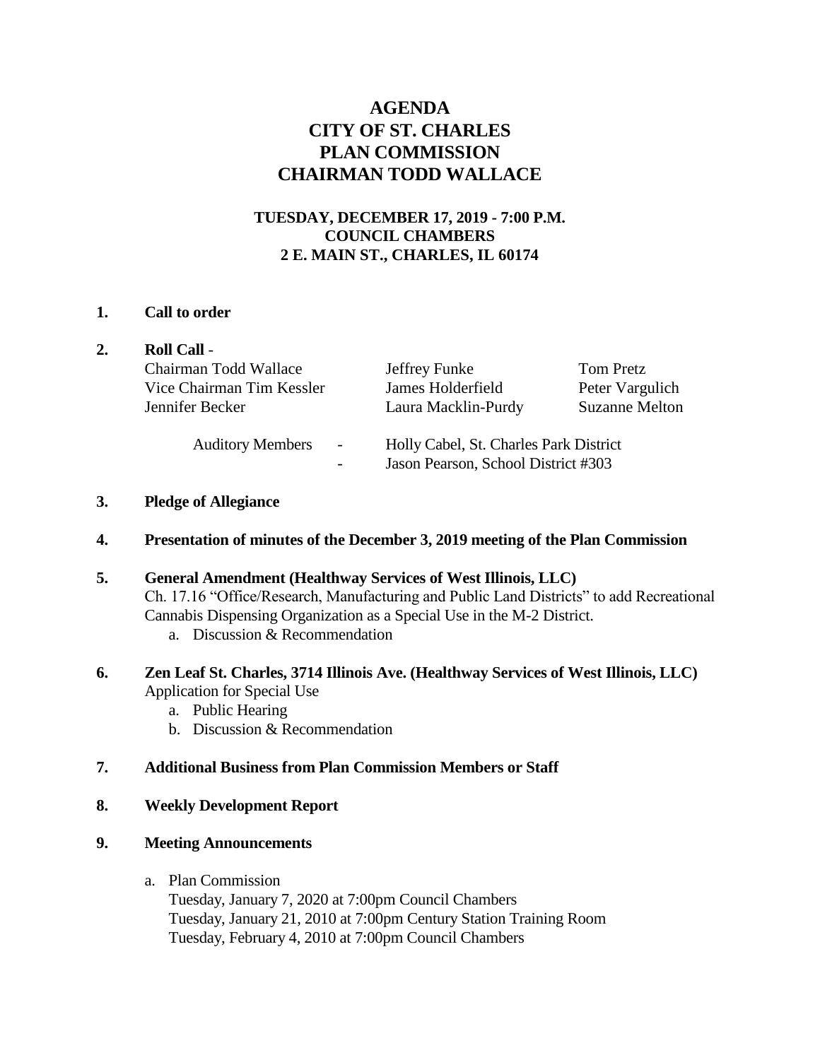# AGENDA
# CITY OF ST. CHARLES
# PLAN COMMISSION
# CHAIRMAN TODD WALLACE

**TUESDAY, DECEMBER 17, 2019 - 7:00 P.M.**
**COUNCIL CHAMBERS**
**2 E. MAIN ST., CHARLES, IL 60174**

**1. Call to order**

**2. Roll Call** -

| | | |
|---|---|---|
| Chairman Todd Wallace | Jeffrey Funke | Tom Pretz |
| Vice Chairman Tim Kessler | James Holderfield | Peter Vargulich |
| Jennifer Becker | Laura Macklin-Purdy | Suzanne Melton |

Auditory Members - Holly Cabel, St. Charles Park District
- Jason Pearson, School District #303

**3. Pledge of Allegiance**

**4. Presentation of minutes of the December 3, 2019 meeting of the Plan Commission**

**5. General Amendment (Healthway Services of West Illinois, LLC)**
Ch. 17.16 "Office/Research, Manufacturing and Public Land Districts" to add Recreational Cannabis Dispensing Organization as a Special Use in the M-2 District.

a. Discussion & Recommendation

**6. Zen Leaf St. Charles, 3714 Illinois Ave. (Healthway Services of West Illinois, LLC)**
Application for Special Use

a. Public Hearing
b. Discussion & Recommendation

**7. Additional Business from Plan Commission Members or Staff**

**8. Weekly Development Report**

**9. Meeting Announcements**

a. Plan Commission
Tuesday, January 7, 2020 at 7:00pm Council Chambers
Tuesday, January 21, 2010 at 7:00pm Century Station Training Room
Tuesday, February 4, 2010 at 7:00pm Council Chambers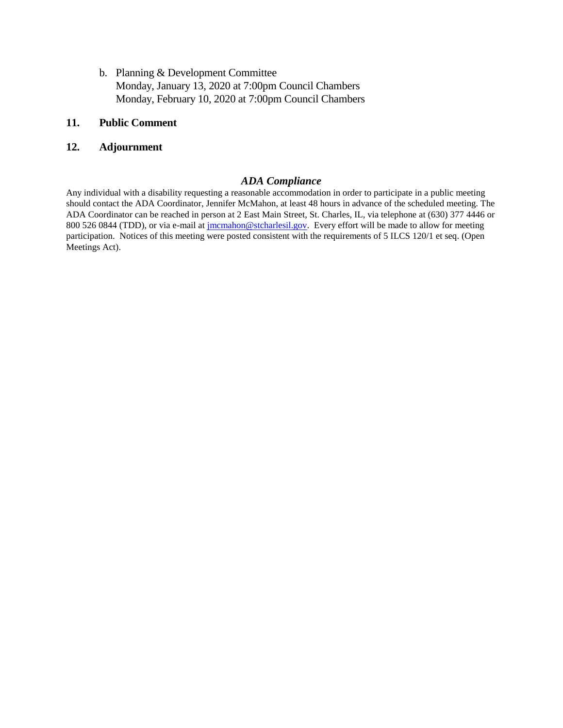b. Planning & Development Committee
   Monday, January 13, 2020 at 7:00pm Council Chambers
   Monday, February 10, 2020 at 7:00pm Council Chambers

**11. Public Comment**

**12. Adjournment**

***ADA Compliance***

Any individual with a disability requesting a reasonable accommodation in order to participate in a public meeting should contact the ADA Coordinator, Jennifer McMahon, at least 48 hours in advance of the scheduled meeting. The ADA Coordinator can be reached in person at 2 East Main Street, St. Charles, IL, via telephone at (630) 377 4446 or 800 526 0844 (TDD), or via e-mail at jmcmahon@stcharlesil.gov. Every effort will be made to allow for meeting participation. Notices of this meeting were posted consistent with the requirements of 5 ILCS 120/1 et seq. (Open Meetings Act).